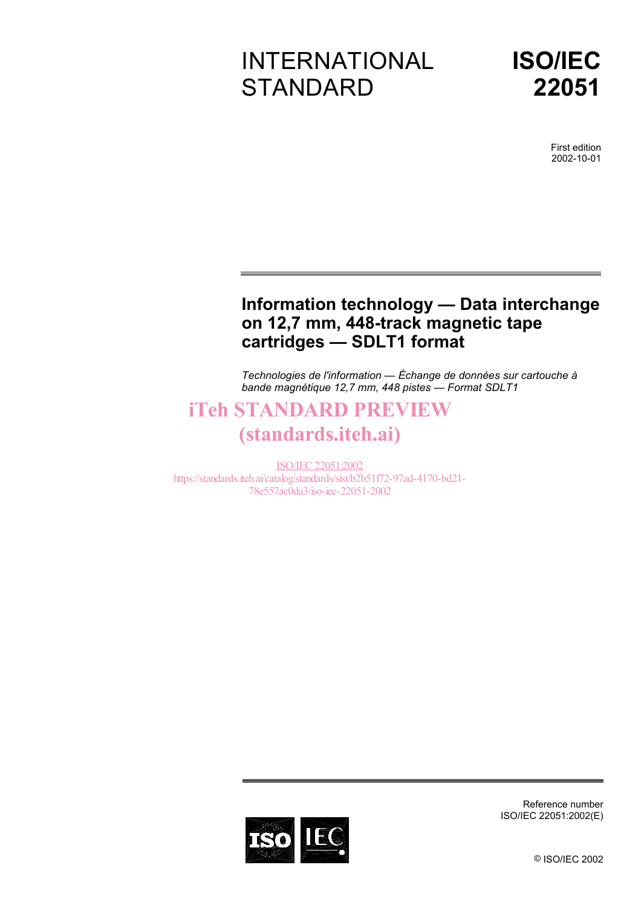# INTERNATIONAL STANDARD

# ISO/IEC 22051

First edition
2002-10-01

---

## Information technology — Data interchange on 12,7 mm, 448-track magnetic tape cartridges — SDLT1 format

*Technologies de l'information — Échange de données sur cartouche à bande magnétique 12,7 mm, 448 pistes — Format SDLT1*

iTeh STANDARD PREVIEW
(standards.iteh.ai)

ISO/IEC 22051:2002
https://standards.iteh.ai/catalog/standards/sist/b2b51f72-97ad-4170-bd21-78e557ac0da3/iso-iec-22051-2002

---

Reference number
ISO/IEC 22051:2002(E)

© ISO/IEC 2002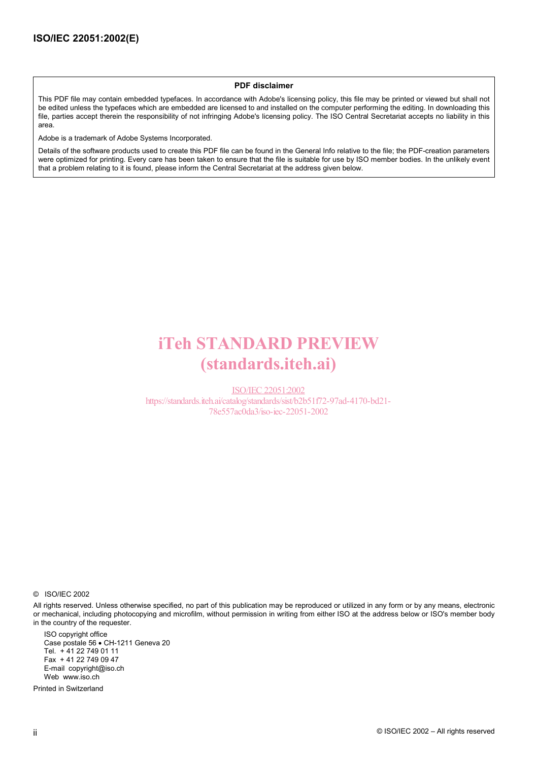**PDF disclaimer**

This PDF file may contain embedded typefaces. In accordance with Adobe's licensing policy, this file may be printed or viewed but shall not be edited unless the typefaces which are embedded are licensed to and installed on the computer performing the editing. In downloading this file, parties accept therein the responsibility of not infringing Adobe's licensing policy. The ISO Central Secretariat accepts no liability in this area.

Adobe is a trademark of Adobe Systems Incorporated.

Details of the software products used to create this PDF file can be found in the General Info relative to the file; the PDF-creation parameters were optimized for printing. Every care has been taken to ensure that the file is suitable for use by ISO member bodies. In the unlikely event that a problem relating to it is found, please inform the Central Secretariat at the address given below.

iTeh STANDARD PREVIEW
(standards.iteh.ai)

ISO/IEC 22051:2002
https://standards.iteh.ai/catalog/standards/sist/b2b51f72-97ad-4170-bd21-78e557ac0da3/iso-iec-22051-2002

© ISO/IEC 2002

All rights reserved. Unless otherwise specified, no part of this publication may be reproduced or utilized in any form or by any means, electronic or mechanical, including photocopying and microfilm, without permission in writing from either ISO at the address below or ISO's member body in the country of the requester.

ISO copyright office
Case postale 56 • CH-1211 Geneva 20
Tel. + 41 22 749 01 11
Fax + 41 22 749 09 47
E-mail copyright@iso.ch
Web www.iso.ch

Printed in Switzerland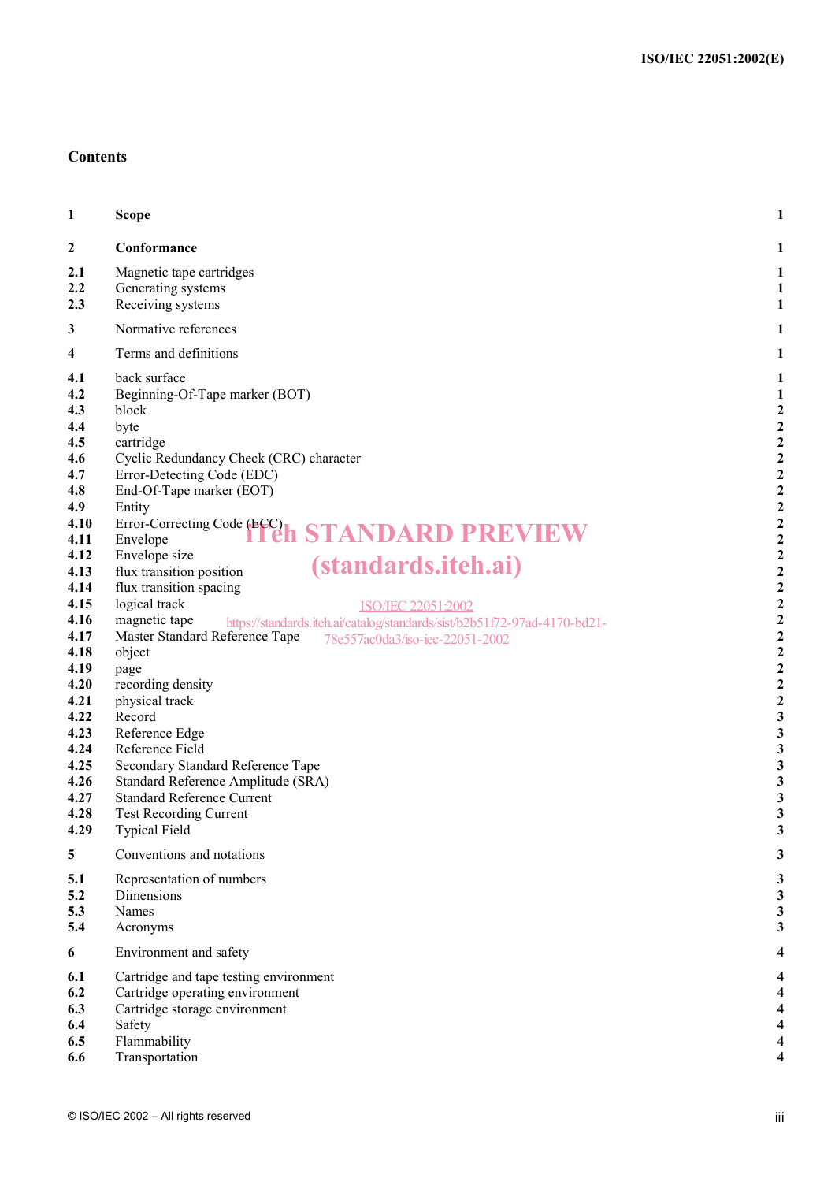## Contents

| | | |
|---|---|---|
| **1** | **Scope** | **1** |
| **2** | **Conformance** | **1** |
| **2.1** | Magnetic tape cartridges | **1** |
| **2.2** | Generating systems | **1** |
| **2.3** | Receiving systems | **1** |
| **3** | Normative references | **1** |
| **4** | Terms and definitions | **1** |
| **4.1** | back surface | **1** |
| **4.2** | Beginning-Of-Tape marker (BOT) | **1** |
| **4.3** | block | **2** |
| **4.4** | byte | **2** |
| **4.5** | cartridge | **2** |
| **4.6** | Cyclic Redundancy Check (CRC) character | **2** |
| **4.7** | Error-Detecting Code (EDC) | **2** |
| **4.8** | End-Of-Tape marker (EOT) | **2** |
| **4.9** | Entity | **2** |
| **4.10** | Error-Correcting Code (ECC) | **2** |
| **4.11** | Envelope | **2** |
| **4.12** | Envelope size | **2** |
| **4.13** | flux transition position | **2** |
| **4.14** | flux transition spacing | **2** |
| **4.15** | logical track | **2** |
| **4.16** | magnetic tape | **2** |
| **4.17** | Master Standard Reference Tape | **2** |
| **4.18** | object | **2** |
| **4.19** | page | **2** |
| **4.20** | recording density | **2** |
| **4.21** | physical track | **2** |
| **4.22** | Record | **3** |
| **4.23** | Reference Edge | **3** |
| **4.24** | Reference Field | **3** |
| **4.25** | Secondary Standard Reference Tape | **3** |
| **4.26** | Standard Reference Amplitude (SRA) | **3** |
| **4.27** | Standard Reference Current | **3** |
| **4.28** | Test Recording Current | **3** |
| **4.29** | Typical Field | **3** |
| **5** | Conventions and notations | **3** |
| **5.1** | Representation of numbers | **3** |
| **5.2** | Dimensions | **3** |
| **5.3** | Names | **3** |
| **5.4** | Acronyms | **3** |
| **6** | Environment and safety | **4** |
| **6.1** | Cartridge and tape testing environment | **4** |
| **6.2** | Cartridge operating environment | **4** |
| **6.3** | Cartridge storage environment | **4** |
| **6.4** | Safety | **4** |
| **6.5** | Flammability | **4** |
| **6.6** | Transportation | **4** |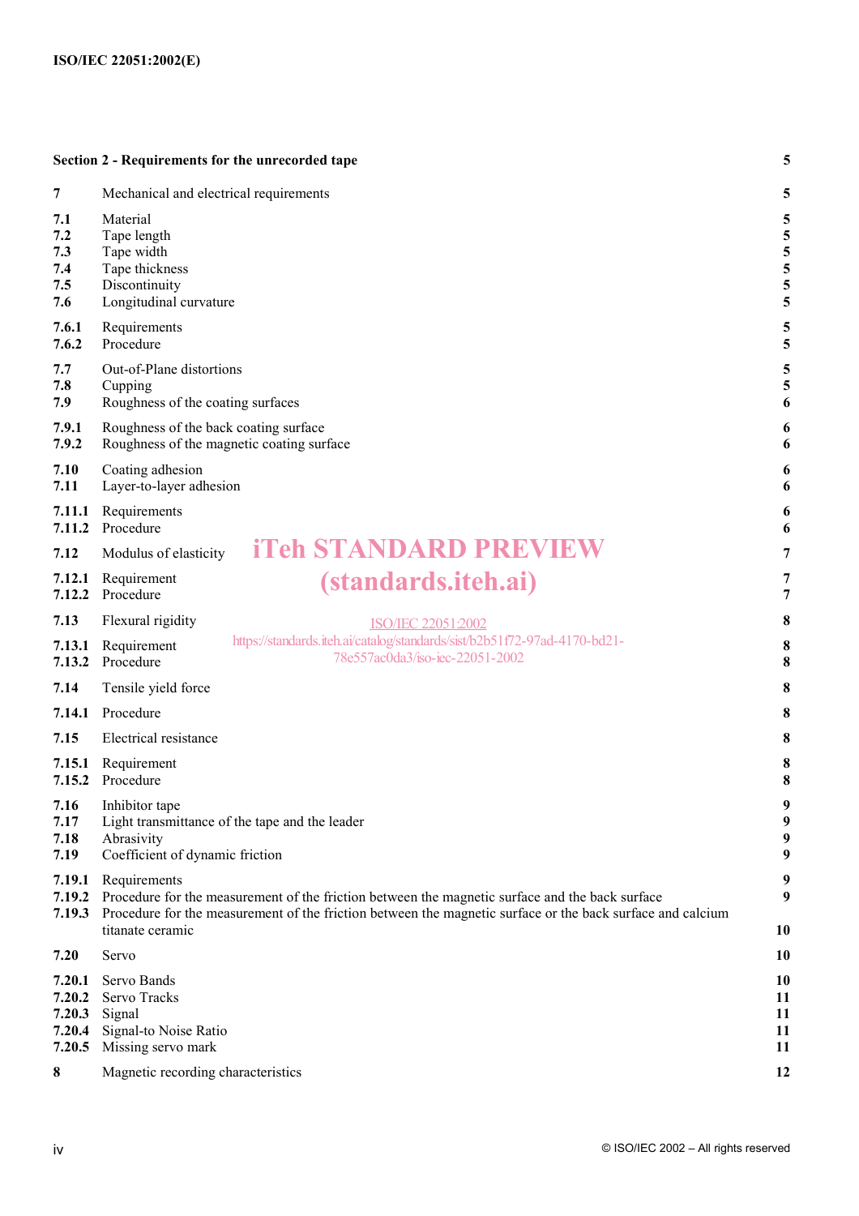| | | |
|---|---|---|
| **Section 2 - Requirements for the unrecorded tape** | | **5** |
| **7** | Mechanical and electrical requirements | **5** |
| **7.1** | Material | **5** |
| **7.2** | Tape length | **5** |
| **7.3** | Tape width | **5** |
| **7.4** | Tape thickness | **5** |
| **7.5** | Discontinuity | **5** |
| **7.6** | Longitudinal curvature | **5** |
| **7.6.1** | Requirements | **5** |
| **7.6.2** | Procedure | **5** |
| **7.7** | Out-of-Plane distortions | **5** |
| **7.8** | Cupping | **5** |
| **7.9** | Roughness of the coating surfaces | **6** |
| **7.9.1** | Roughness of the back coating surface | **6** |
| **7.9.2** | Roughness of the magnetic coating surface | **6** |
| **7.10** | Coating adhesion | **6** |
| **7.11** | Layer-to-layer adhesion | **6** |
| **7.11.1** | Requirements | **6** |
| **7.11.2** | Procedure | **6** |
| **7.12** | Modulus of elasticity | **7** |
| **7.12.1** | Requirement | **7** |
| **7.12.2** | Procedure | **7** |
| **7.13** | Flexural rigidity | **8** |
| **7.13.1** | Requirement | **8** |
| **7.13.2** | Procedure | **8** |
| **7.14** | Tensile yield force | **8** |
| **7.14.1** | Procedure | **8** |
| **7.15** | Electrical resistance | **8** |
| **7.15.1** | Requirement | **8** |
| **7.15.2** | Procedure | **8** |
| **7.16** | Inhibitor tape | **9** |
| **7.17** | Light transmittance of the tape and the leader | **9** |
| **7.18** | Abrasivity | **9** |
| **7.19** | Coefficient of dynamic friction | **9** |
| **7.19.1** | Requirements | **9** |
| **7.19.2** | Procedure for the measurement of the friction between the magnetic surface and the back surface | **9** |
| **7.19.3** | Procedure for the measurement of the friction between the magnetic surface or the back surface and calcium titanate ceramic | **10** |
| **7.20** | Servo | **10** |
| **7.20.1** | Servo Bands | **10** |
| **7.20.2** | Servo Tracks | **11** |
| **7.20.3** | Signal | **11** |
| **7.20.4** | Signal-to Noise Ratio | **11** |
| **7.20.5** | Missing servo mark | **11** |
| **8** | Magnetic recording characteristics | **12** |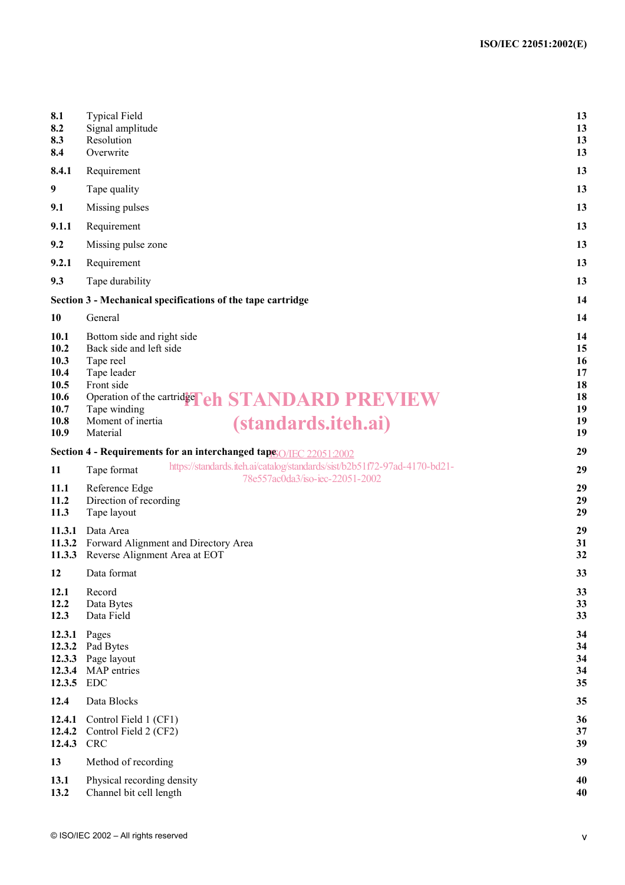| | | |
|---|---|---|
| **8.1** | Typical Field | **13** |
| **8.2** | Signal amplitude | **13** |
| **8.3** | Resolution | **13** |
| **8.4** | Overwrite | **13** |
| **8.4.1** | Requirement | **13** |
| **9** | Tape quality | **13** |
| **9.1** | Missing pulses | **13** |
| **9.1.1** | Requirement | **13** |
| **9.2** | Missing pulse zone | **13** |
| **9.2.1** | Requirement | **13** |
| **9.3** | Tape durability | **13** |
| **Section 3 - Mechanical specifications of the tape cartridge** | | **14** |
| **10** | General | **14** |
| **10.1** | Bottom side and right side | **14** |
| **10.2** | Back side and left side | **15** |
| **10.3** | Tape reel | **16** |
| **10.4** | Tape leader | **17** |
| **10.5** | Front side | **18** |
| **10.6** | Operation of the cartridge | **18** |
| **10.7** | Tape winding | **19** |
| **10.8** | Moment of inertia | **19** |
| **10.9** | Material | **19** |
| **Section 4 - Requirements for an interchanged tape** | | **29** |
| **11** | Tape format | **29** |
| **11.1** | Reference Edge | **29** |
| **11.2** | Direction of recording | **29** |
| **11.3** | Tape layout | **29** |
| **11.3.1** | Data Area | **29** |
| **11.3.2** | Forward Alignment and Directory Area | **31** |
| **11.3.3** | Reverse Alignment Area at EOT | **32** |
| **12** | Data format | **33** |
| **12.1** | Record | **33** |
| **12.2** | Data Bytes | **33** |
| **12.3** | Data Field | **33** |
| **12.3.1** | Pages | **34** |
| **12.3.2** | Pad Bytes | **34** |
| **12.3.3** | Page layout | **34** |
| **12.3.4** | MAP entries | **34** |
| **12.3.5** | EDC | **35** |
| **12.4** | Data Blocks | **35** |
| **12.4.1** | Control Field 1 (CF1) | **36** |
| **12.4.2** | Control Field 2 (CF2) | **37** |
| **12.4.3** | CRC | **39** |
| **13** | Method of recording | **39** |
| **13.1** | Physical recording density | **40** |
| **13.2** | Channel bit cell length | **40** |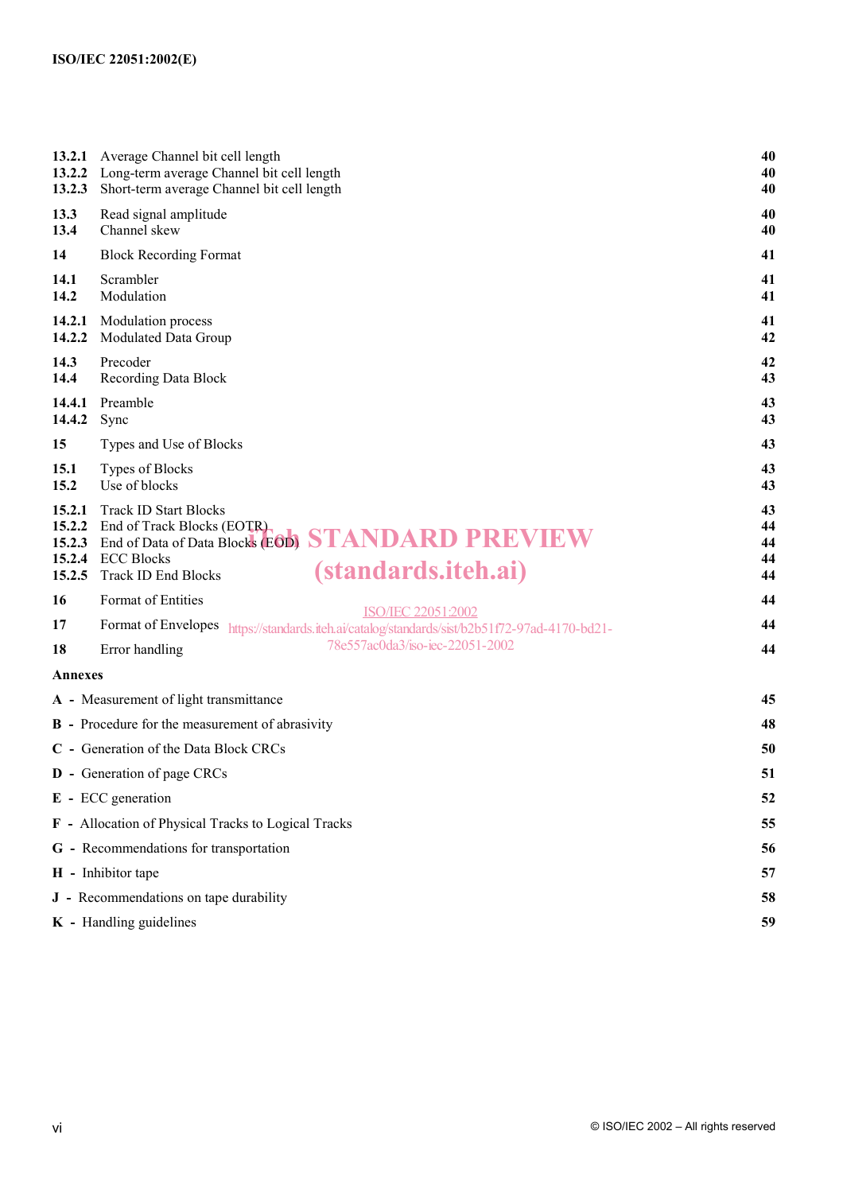| | | |
|---|---|---|
| **13.2.1** | Average Channel bit cell length | **40** |
| **13.2.2** | Long-term average Channel bit cell length | **40** |
| **13.2.3** | Short-term average Channel bit cell length | **40** |
| **13.3** | Read signal amplitude | **40** |
| **13.4** | Channel skew | **40** |
| **14** | Block Recording Format | **41** |
| **14.1** | Scrambler | **41** |
| **14.2** | Modulation | **41** |
| **14.2.1** | Modulation process | **41** |
| **14.2.2** | Modulated Data Group | **42** |
| **14.3** | Precoder | **42** |
| **14.4** | Recording Data Block | **43** |
| **14.4.1** | Preamble | **43** |
| **14.4.2** | Sync | **43** |
| **15** | Types and Use of Blocks | **43** |
| **15.1** | Types of Blocks | **43** |
| **15.2** | Use of blocks | **43** |
| **15.2.1** | Track ID Start Blocks | **43** |
| **15.2.2** | End of Track Blocks (EOTR) | **44** |
| **15.2.3** | End of Data of Data Blocks (EOD) | **44** |
| **15.2.4** | ECC Blocks | **44** |
| **15.2.5** | Track ID End Blocks | **44** |
| **16** | Format of Entities | **44** |
| **17** | Format of Envelopes | **44** |
| **18** | Error handling | **44** |

**Annexes**

| | |
|---|---|
| **A** - Measurement of light transmittance | **45** |
| **B** - Procedure for the measurement of abrasivity | **48** |
| **C** - Generation of the Data Block CRCs | **50** |
| **D** - Generation of page CRCs | **51** |
| **E** - ECC generation | **52** |
| **F** - Allocation of Physical Tracks to Logical Tracks | **55** |
| **G** - Recommendations for transportation | **56** |
| **H** - Inhibitor tape | **57** |
| **J** - Recommendations on tape durability | **58** |
| **K** - Handling guidelines | **59** |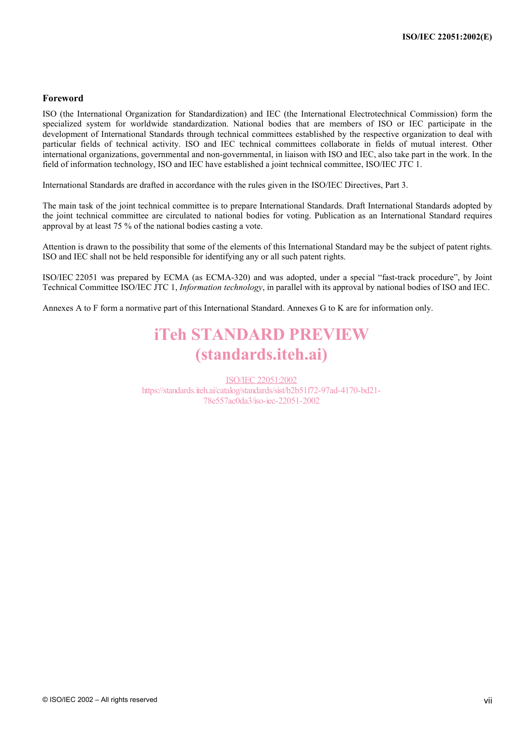## Foreword

ISO (the International Organization for Standardization) and IEC (the International Electrotechnical Commission) form the specialized system for worldwide standardization. National bodies that are members of ISO or IEC participate in the development of International Standards through technical committees established by the respective organization to deal with particular fields of technical activity. ISO and IEC technical committees collaborate in fields of mutual interest. Other international organizations, governmental and non-governmental, in liaison with ISO and IEC, also take part in the work. In the field of information technology, ISO and IEC have established a joint technical committee, ISO/IEC JTC 1.

International Standards are drafted in accordance with the rules given in the ISO/IEC Directives, Part 3.

The main task of the joint technical committee is to prepare International Standards. Draft International Standards adopted by the joint technical committee are circulated to national bodies for voting. Publication as an International Standard requires approval by at least 75 % of the national bodies casting a vote.

Attention is drawn to the possibility that some of the elements of this International Standard may be the subject of patent rights. ISO and IEC shall not be held responsible for identifying any or all such patent rights.

ISO/IEC 22051 was prepared by ECMA (as ECMA-320) and was adopted, under a special “fast-track procedure”, by Joint Technical Committee ISO/IEC JTC 1, *Information technology*, in parallel with its approval by national bodies of ISO and IEC.

Annexes A to F form a normative part of this International Standard. Annexes G to K are for information only.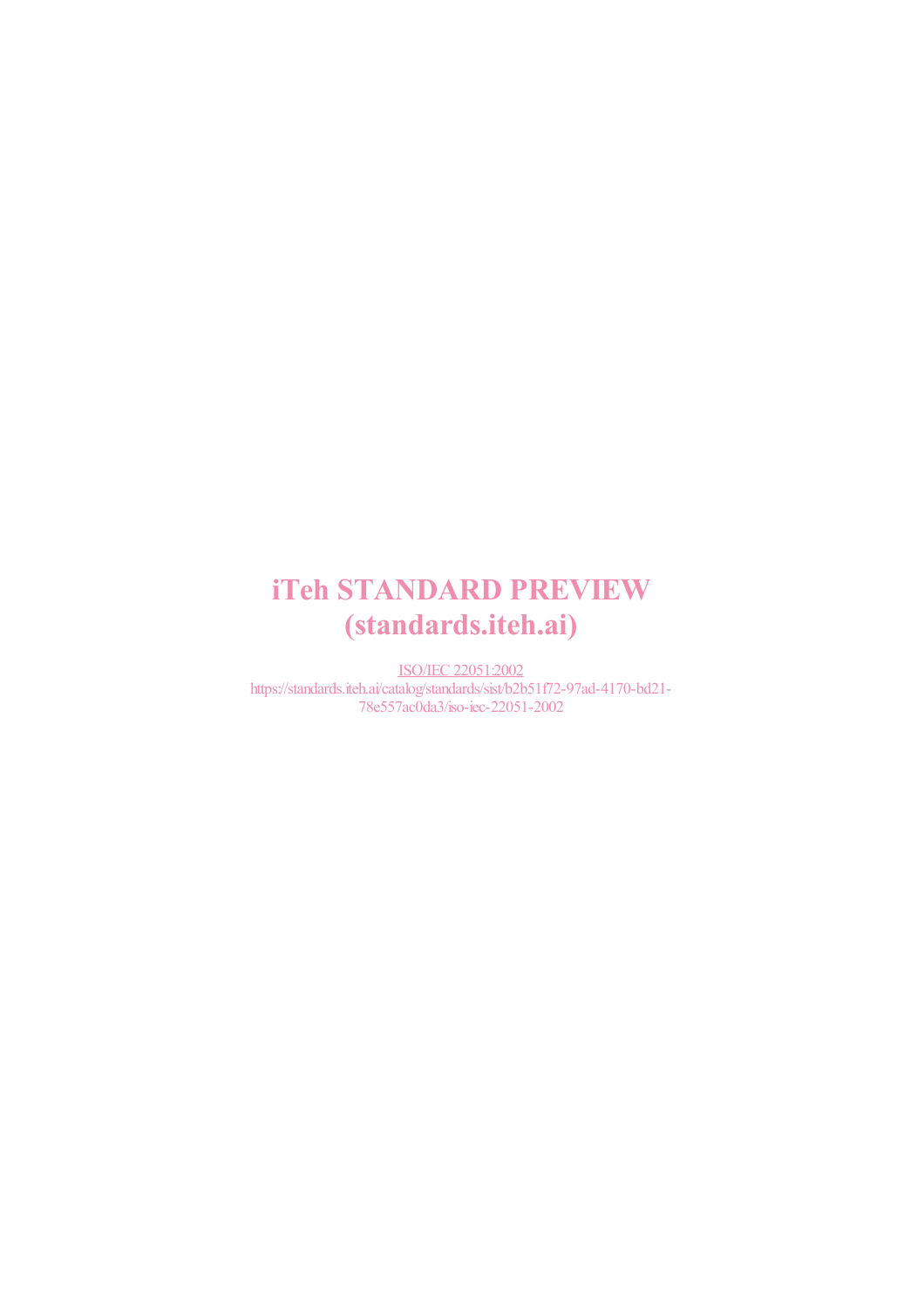iTeh STANDARD PREVIEW
(standards.iteh.ai)

ISO/IEC 22051:2002
https://standards.iteh.ai/catalog/standards/sist/b2b51f72-97ad-4170-bd21-78e557ac0da3/iso-iec-22051-2002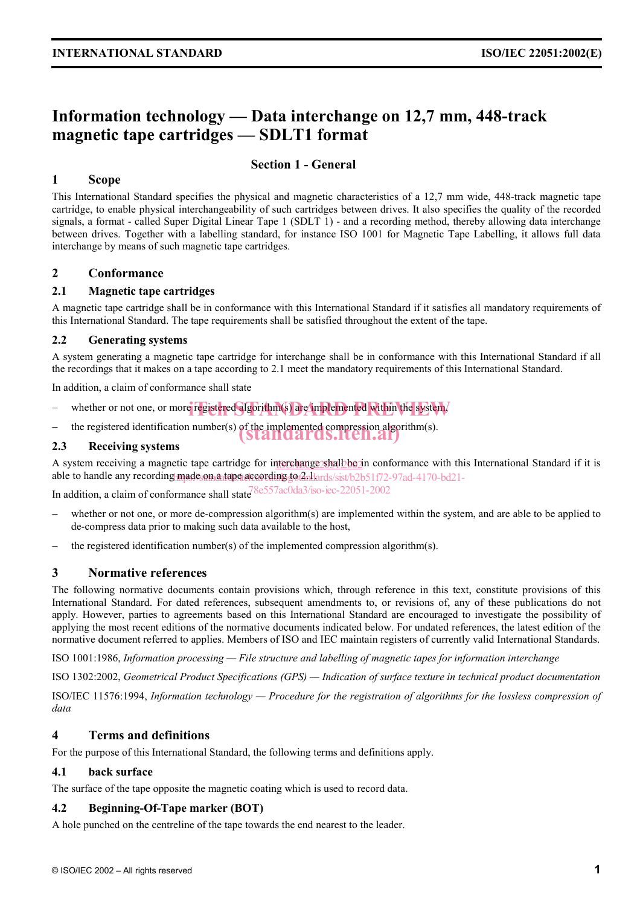# Information technology — Data interchange on 12,7 mm, 448-track magnetic tape cartridges — SDLT1 format

## Section 1 - General

## 1 Scope

This International Standard specifies the physical and magnetic characteristics of a 12,7 mm wide, 448-track magnetic tape cartridge, to enable physical interchangeability of such cartridges between drives. It also specifies the quality of the recorded signals, a format - called Super Digital Linear Tape 1 (SDLT 1) - and a recording method, thereby allowing data interchange between drives. Together with a labelling standard, for instance ISO 1001 for Magnetic Tape Labelling, it allows full data interchange by means of such magnetic tape cartridges.

## 2 Conformance

### 2.1 Magnetic tape cartridges

A magnetic tape cartridge shall be in conformance with this International Standard if it satisfies all mandatory requirements of this International Standard. The tape requirements shall be satisfied throughout the extent of the tape.

### 2.2 Generating systems

A system generating a magnetic tape cartridge for interchange shall be in conformance with this International Standard if all the recordings that it makes on a tape according to 2.1 meet the mandatory requirements of this International Standard.

In addition, a claim of conformance shall state

- whether or not one, or more registered algorithm(s) are implemented within the system,
- the registered identification number(s) of the implemented compression algorithm(s).

### 2.3 Receiving systems

A system receiving a magnetic tape cartridge for interchange shall be in conformance with this International Standard if it is able to handle any recording made on a tape according to 2.1.

In addition, a claim of conformance shall state

- whether or not one, or more de-compression algorithm(s) are implemented within the system, and are able to be applied to de-compress data prior to making such data available to the host,
- the registered identification number(s) of the implemented compression algorithm(s).

## 3 Normative references

The following normative documents contain provisions which, through reference in this text, constitute provisions of this International Standard. For dated references, subsequent amendments to, or revisions of, any of these publications do not apply. However, parties to agreements based on this International Standard are encouraged to investigate the possibility of applying the most recent editions of the normative documents indicated below. For undated references, the latest edition of the normative document referred to applies. Members of ISO and IEC maintain registers of currently valid International Standards.

ISO 1001:1986, *Information processing — File structure and labelling of magnetic tapes for information interchange*

ISO 1302:2002, *Geometrical Product Specifications (GPS) — Indication of surface texture in technical product documentation*

ISO/IEC 11576:1994, *Information technology — Procedure for the registration of algorithms for the lossless compression of data*

## 4 Terms and definitions

For the purpose of this International Standard, the following terms and definitions apply.

### 4.1 back surface

The surface of the tape opposite the magnetic coating which is used to record data.

### 4.2 Beginning-Of-Tape marker (BOT)

A hole punched on the centreline of the tape towards the end nearest to the leader.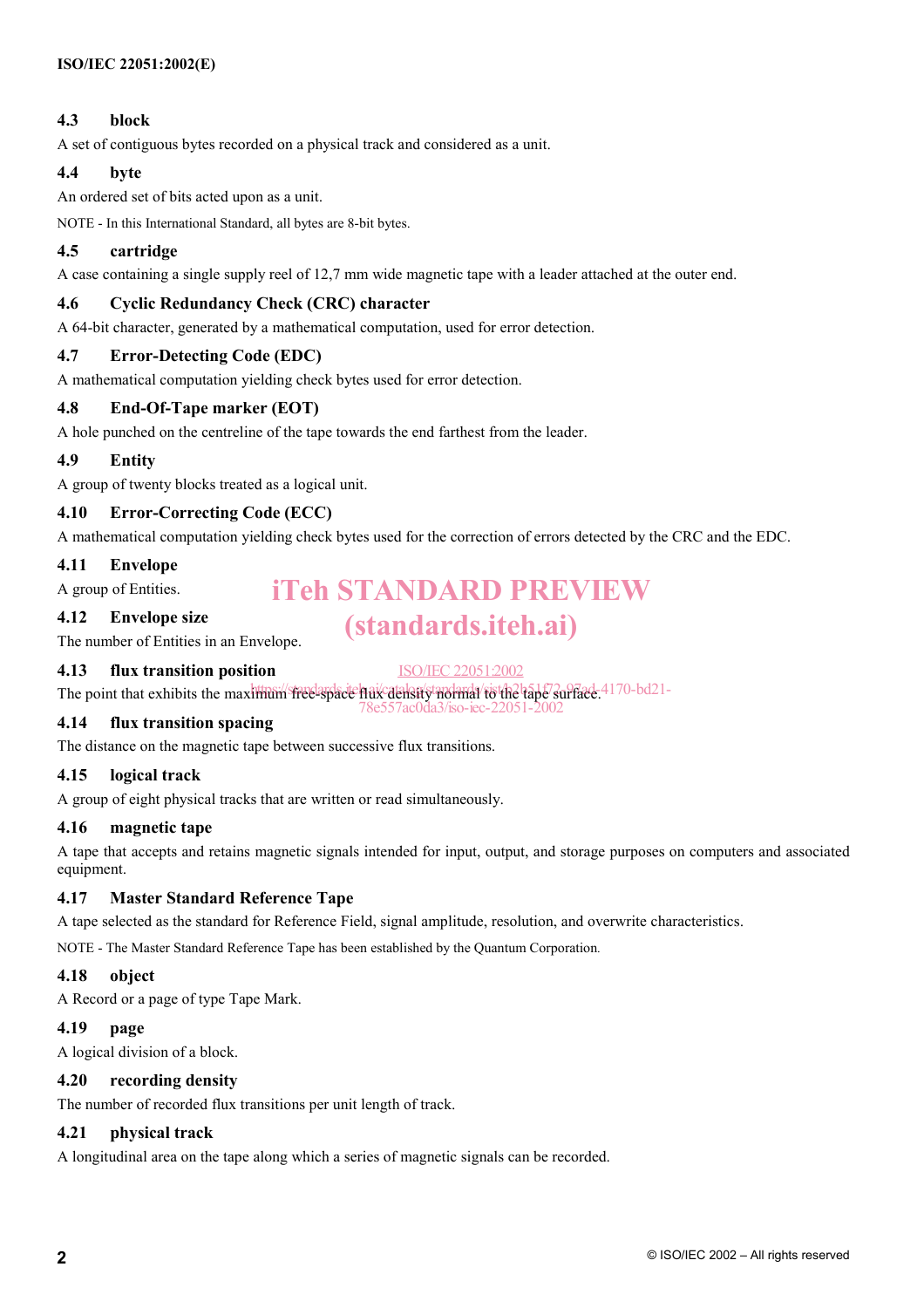### 4.3 block

A set of contiguous bytes recorded on a physical track and considered as a unit.

### 4.4 byte

An ordered set of bits acted upon as a unit.

NOTE - In this International Standard, all bytes are 8-bit bytes.

### 4.5 cartridge

A case containing a single supply reel of 12,7 mm wide magnetic tape with a leader attached at the outer end.

### 4.6 Cyclic Redundancy Check (CRC) character

A 64-bit character, generated by a mathematical computation, used for error detection.

### 4.7 Error-Detecting Code (EDC)

A mathematical computation yielding check bytes used for error detection.

### 4.8 End-Of-Tape marker (EOT)

A hole punched on the centreline of the tape towards the end farthest from the leader.

### 4.9 Entity

A group of twenty blocks treated as a logical unit.

### 4.10 Error-Correcting Code (ECC)

A mathematical computation yielding check bytes used for the correction of errors detected by the CRC and the EDC.

### 4.11 Envelope

A group of Entities.

### 4.12 Envelope size

The number of Entities in an Envelope.

### 4.13 flux transition position

The point that exhibits the maximum free-space flux density normal to the tape surface.

### 4.14 flux transition spacing

The distance on the magnetic tape between successive flux transitions.

### 4.15 logical track

A group of eight physical tracks that are written or read simultaneously.

### 4.16 magnetic tape

A tape that accepts and retains magnetic signals intended for input, output, and storage purposes on computers and associated equipment.

### 4.17 Master Standard Reference Tape

A tape selected as the standard for Reference Field, signal amplitude, resolution, and overwrite characteristics.

NOTE - The Master Standard Reference Tape has been established by the Quantum Corporation.

### 4.18 object

A Record or a page of type Tape Mark.

### 4.19 page

A logical division of a block.

### 4.20 recording density

The number of recorded flux transitions per unit length of track.

### 4.21 physical track

A longitudinal area on the tape along which a series of magnetic signals can be recorded.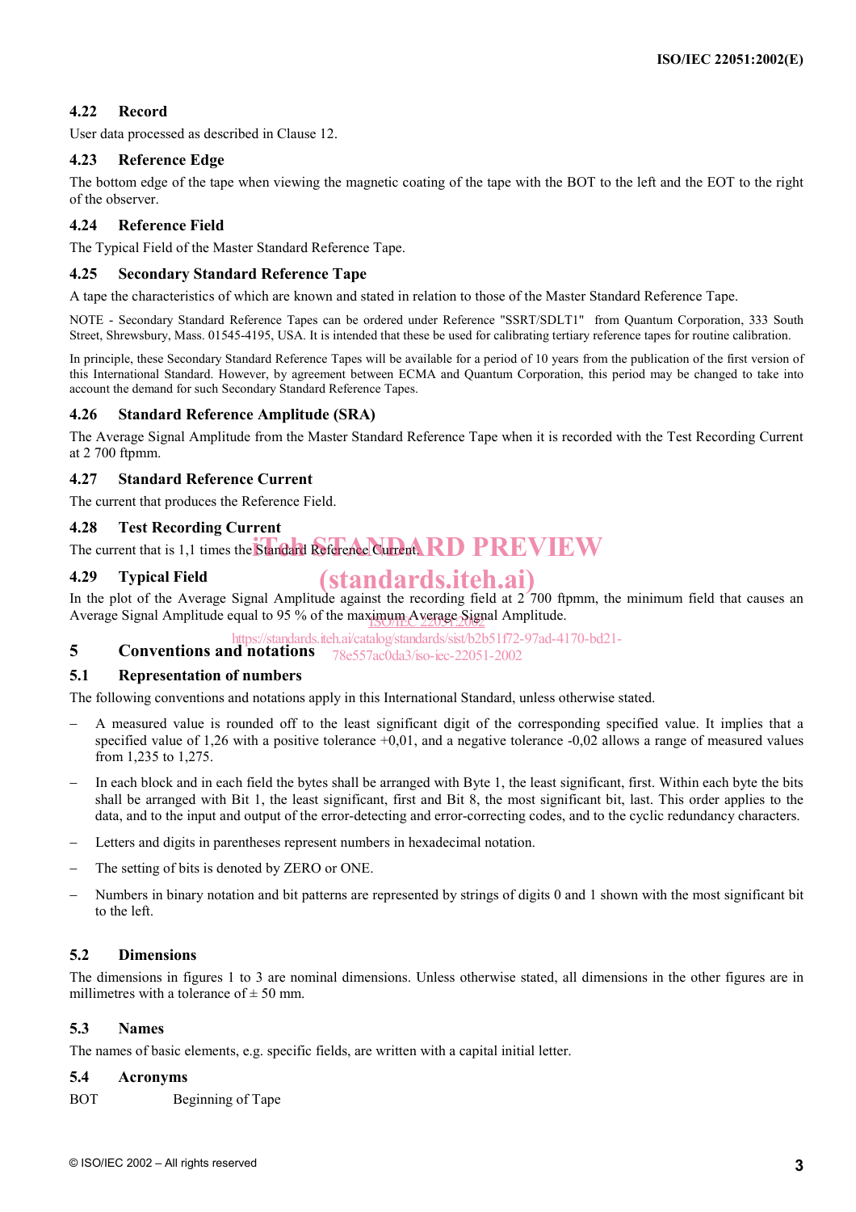### 4.22 Record

User data processed as described in Clause 12.

### 4.23 Reference Edge

The bottom edge of the tape when viewing the magnetic coating of the tape with the BOT to the left and the EOT to the right of the observer.

### 4.24 Reference Field

The Typical Field of the Master Standard Reference Tape.

### 4.25 Secondary Standard Reference Tape

A tape the characteristics of which are known and stated in relation to those of the Master Standard Reference Tape.

NOTE - Secondary Standard Reference Tapes can be ordered under Reference "SSRT/SDLT1" from Quantum Corporation, 333 South Street, Shrewsbury, Mass. 01545-4195, USA. It is intended that these be used for calibrating tertiary reference tapes for routine calibration.

In principle, these Secondary Standard Reference Tapes will be available for a period of 10 years from the publication of the first version of this International Standard. However, by agreement between ECMA and Quantum Corporation, this period may be changed to take into account the demand for such Secondary Standard Reference Tapes.

### 4.26 Standard Reference Amplitude (SRA)

The Average Signal Amplitude from the Master Standard Reference Tape when it is recorded with the Test Recording Current at 2 700 ftpmm.

### 4.27 Standard Reference Current

The current that produces the Reference Field.

### 4.28 Test Recording Current

The current that is 1,1 times the Standard Reference Current.

### 4.29 Typical Field

In the plot of the Average Signal Amplitude against the recording field at 2 700 ftpmm, the minimum field that causes an Average Signal Amplitude equal to 95 % of the maximum Average Signal Amplitude.

## 5 Conventions and notations

### 5.1 Representation of numbers

The following conventions and notations apply in this International Standard, unless otherwise stated.

- A measured value is rounded off to the least significant digit of the corresponding specified value. It implies that a specified value of 1,26 with a positive tolerance +0,01, and a negative tolerance -0,02 allows a range of measured values from 1,235 to 1,275.
- In each block and in each field the bytes shall be arranged with Byte 1, the least significant, first. Within each byte the bits shall be arranged with Bit 1, the least significant, first and Bit 8, the most significant bit, last. This order applies to the data, and to the input and output of the error-detecting and error-correcting codes, and to the cyclic redundancy characters.
- Letters and digits in parentheses represent numbers in hexadecimal notation.
- The setting of bits is denoted by ZERO or ONE.
- Numbers in binary notation and bit patterns are represented by strings of digits 0 and 1 shown with the most significant bit to the left.

### 5.2 Dimensions

The dimensions in figures 1 to 3 are nominal dimensions. Unless otherwise stated, all dimensions in the other figures are in millimetres with a tolerance of ± 50 mm.

### 5.3 Names

The names of basic elements, e.g. specific fields, are written with a capital initial letter.

### 5.4 Acronyms

BOT Beginning of Tape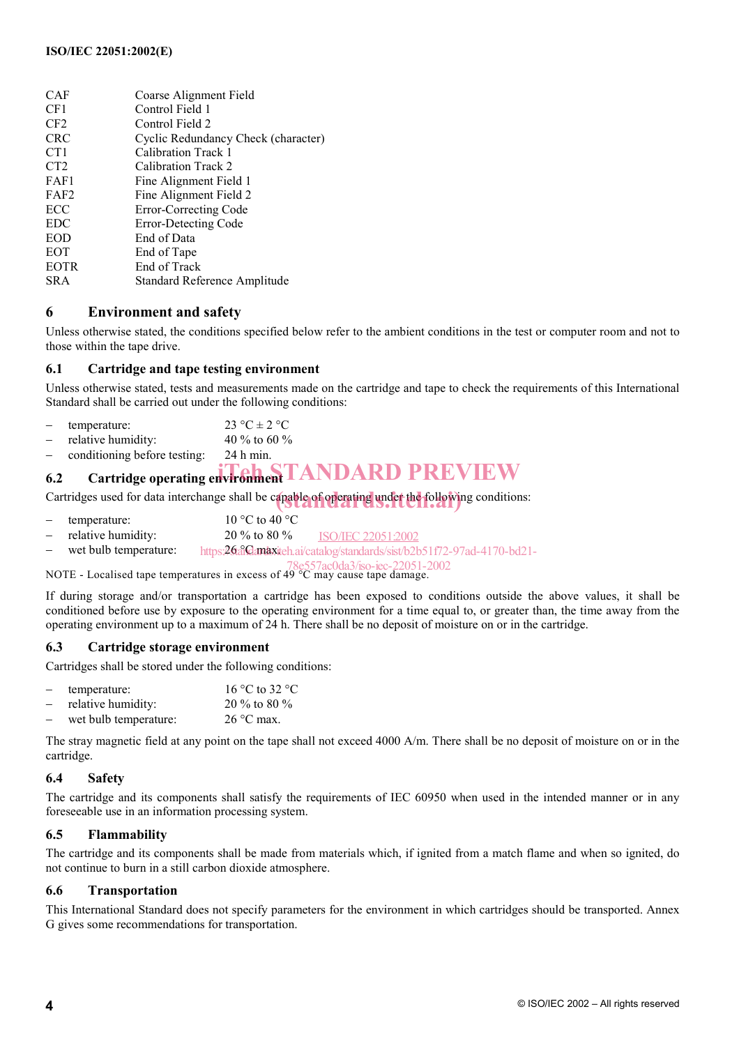| | |
|---|---|
| CAF | Coarse Alignment Field |
| CF1 | Control Field 1 |
| CF2 | Control Field 2 |
| CRC | Cyclic Redundancy Check (character) |
| CT1 | Calibration Track 1 |
| CT2 | Calibration Track 2 |
| FAF1 | Fine Alignment Field 1 |
| FAF2 | Fine Alignment Field 2 |
| ECC | Error-Correcting Code |
| EDC | Error-Detecting Code |
| EOD | End of Data |
| EOT | End of Tape |
| EOTR | End of Track |
| SRA | Standard Reference Amplitude |

## 6 Environment and safety

Unless otherwise stated, the conditions specified below refer to the ambient conditions in the test or computer room and not to those within the tape drive.

### 6.1 Cartridge and tape testing environment

Unless otherwise stated, tests and measurements made on the cartridge and tape to check the requirements of this International Standard shall be carried out under the following conditions:

- temperature: 23 °C ± 2 °C
- relative humidity: 40 % to 60 %
- conditioning before testing: 24 h min.

### 6.2 Cartridge operating environment

Cartridges used for data interchange shall be capable of operating under the following conditions:

- temperature: 10 °C to 40 °C
- relative humidity: 20 % to 80 %
- wet bulb temperature: 26 °C max.

NOTE - Localised tape temperatures in excess of 49 °C may cause tape damage.

If during storage and/or transportation a cartridge has been exposed to conditions outside the above values, it shall be conditioned before use by exposure to the operating environment for a time equal to, or greater than, the time away from the operating environment up to a maximum of 24 h. There shall be no deposit of moisture on or in the cartridge.

### 6.3 Cartridge storage environment

Cartridges shall be stored under the following conditions:

- temperature: 16 °C to 32 °C
- relative humidity: 20 % to 80 %
- wet bulb temperature: 26 °C max.

The stray magnetic field at any point on the tape shall not exceed 4000 A/m. There shall be no deposit of moisture on or in the cartridge.

### 6.4 Safety

The cartridge and its components shall satisfy the requirements of IEC 60950 when used in the intended manner or in any foreseeable use in an information processing system.

### 6.5 Flammability

The cartridge and its components shall be made from materials which, if ignited from a match flame and when so ignited, do not continue to burn in a still carbon dioxide atmosphere.

### 6.6 Transportation

This International Standard does not specify parameters for the environment in which cartridges should be transported. Annex G gives some recommendations for transportation.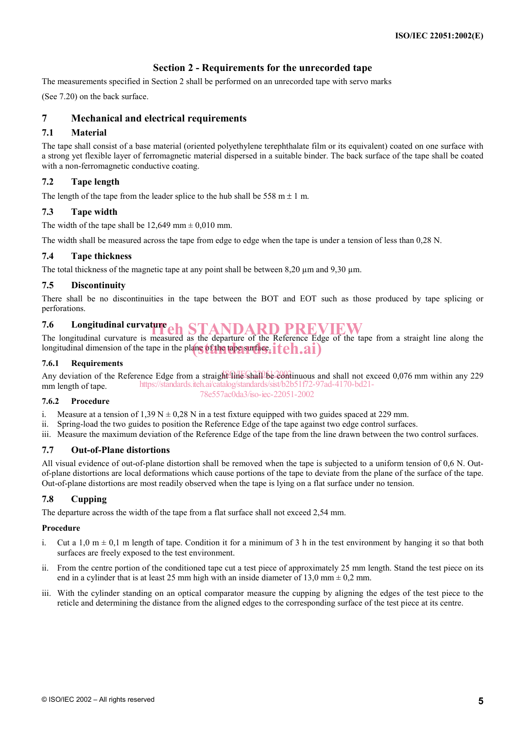## Section 2 - Requirements for the unrecorded tape

The measurements specified in Section 2 shall be performed on an unrecorded tape with servo marks

(See 7.20) on the back surface.

# 7 Mechanical and electrical requirements

## 7.1 Material

The tape shall consist of a base material (oriented polyethylene terephthalate film or its equivalent) coated on one surface with a strong yet flexible layer of ferromagnetic material dispersed in a suitable binder. The back surface of the tape shall be coated with a non-ferromagnetic conductive coating.

## 7.2 Tape length

The length of the tape from the leader splice to the hub shall be 558 m ± 1 m.

## 7.3 Tape width

The width of the tape shall be 12,649 mm ± 0,010 mm.

The width shall be measured across the tape from edge to edge when the tape is under a tension of less than 0,28 N.

## 7.4 Tape thickness

The total thickness of the magnetic tape at any point shall be between 8,20 µm and 9,30 µm.

## 7.5 Discontinuity

There shall be no discontinuities in the tape between the BOT and EOT such as those produced by tape splicing or perforations.

## 7.6 Longitudinal curvature

The longitudinal curvature is measured as the departure of the Reference Edge of the tape from a straight line along the longitudinal dimension of the tape in the plane of the tape surface.

### 7.6.1 Requirements

Any deviation of the Reference Edge from a straight line shall be continuous and shall not exceed 0,076 mm within any 229 mm length of tape.

### 7.6.2 Procedure

i. Measure at a tension of 1,39 N ± 0,28 N in a test fixture equipped with two guides spaced at 229 mm.
ii. Spring-load the two guides to position the Reference Edge of the tape against two edge control surfaces.
iii. Measure the maximum deviation of the Reference Edge of the tape from the line drawn between the two control surfaces.

## 7.7 Out-of-Plane distortions

All visual evidence of out-of-plane distortion shall be removed when the tape is subjected to a uniform tension of 0,6 N. Out-of-plane distortions are local deformations which cause portions of the tape to deviate from the plane of the surface of the tape. Out-of-plane distortions are most readily observed when the tape is lying on a flat surface under no tension.

## 7.8 Cupping

The departure across the width of the tape from a flat surface shall not exceed 2,54 mm.

**Procedure**

i. Cut a 1,0 m ± 0,1 m length of tape. Condition it for a minimum of 3 h in the test environment by hanging it so that both surfaces are freely exposed to the test environment.

ii. From the centre portion of the conditioned tape cut a test piece of approximately 25 mm length. Stand the test piece on its end in a cylinder that is at least 25 mm high with an inside diameter of 13,0 mm ± 0,2 mm.

iii. With the cylinder standing on an optical comparator measure the cupping by aligning the edges of the test piece to the reticle and determining the distance from the aligned edges to the corresponding surface of the test piece at its centre.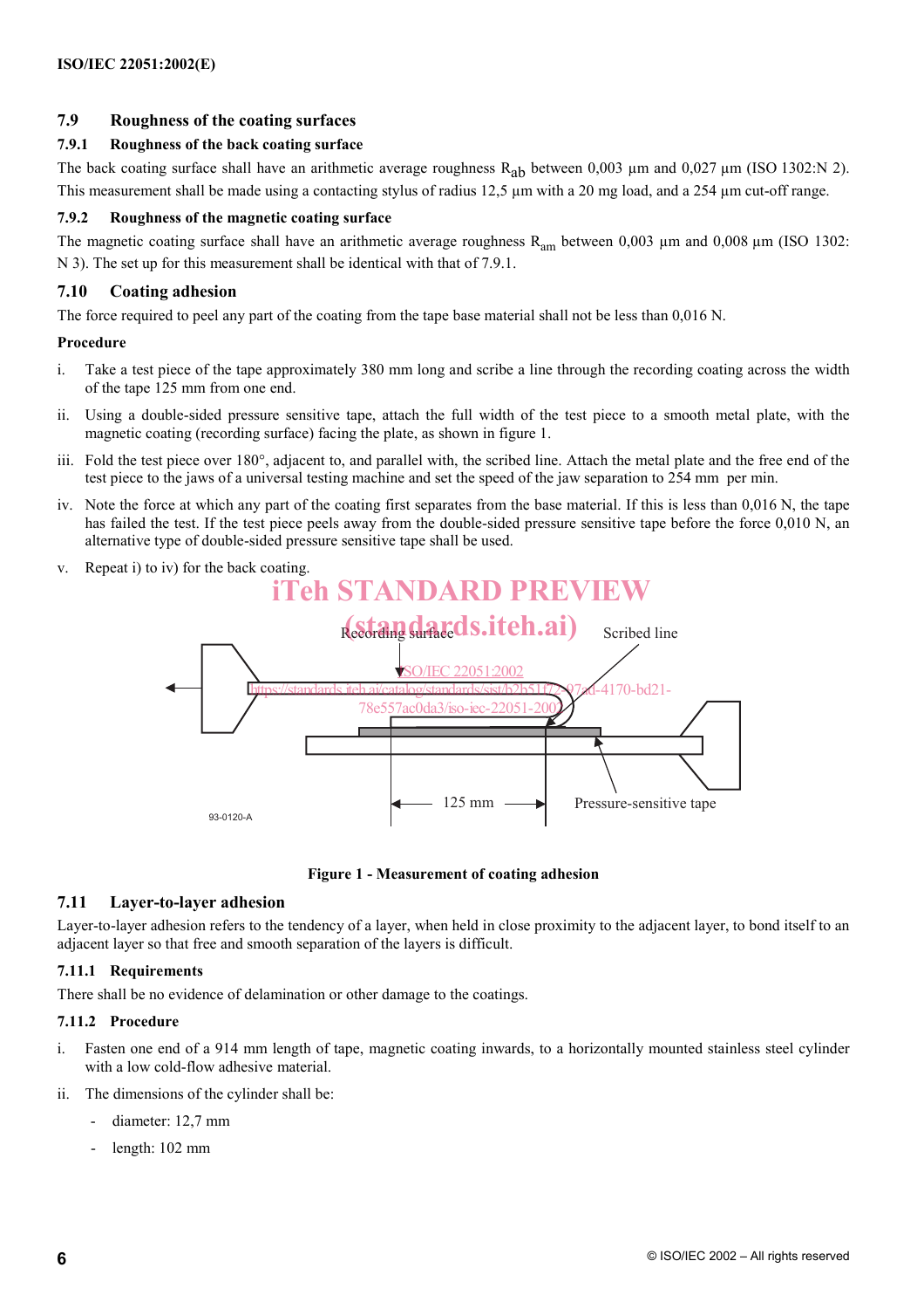## 7.9 Roughness of the coating surfaces

### 7.9.1 Roughness of the back coating surface

The back coating surface shall have an arithmetic average roughness $R_{ab}$ between 0,003 µm and 0,027 µm (ISO 1302:N 2). This measurement shall be made using a contacting stylus of radius 12,5 µm with a 20 mg load, and a 254 µm cut-off range.

### 7.9.2 Roughness of the magnetic coating surface

The magnetic coating surface shall have an arithmetic average roughness $R_{am}$ between 0,003 µm and 0,008 µm (ISO 1302: N 3). The set up for this measurement shall be identical with that of 7.9.1.

## 7.10 Coating adhesion

The force required to peel any part of the coating from the tape base material shall not be less than 0,016 N.

**Procedure**

i. Take a test piece of the tape approximately 380 mm long and scribe a line through the recording coating across the width of the tape 125 mm from one end.

ii. Using a double-sided pressure sensitive tape, attach the full width of the test piece to a smooth metal plate, with the magnetic coating (recording surface) facing the plate, as shown in figure 1.

iii. Fold the test piece over 180°, adjacent to, and parallel with, the scribed line. Attach the metal plate and the free end of the test piece to the jaws of a universal testing machine and set the speed of the jaw separation to 254 mm per min.

iv. Note the force at which any part of the coating first separates from the base material. If this is less than 0,016 N, the tape has failed the test. If the test piece peels away from the double-sided pressure sensitive tape before the force 0,010 N, an alternative type of double-sided pressure sensitive tape shall be used.

v. Repeat i) to iv) for the back coating.

Recording surface

Scribed line

125 mm

Pressure-sensitive tape

93-0120-A

**Figure 1 - Measurement of coating adhesion**

## 7.11 Layer-to-layer adhesion

Layer-to-layer adhesion refers to the tendency of a layer, when held in close proximity to the adjacent layer, to bond itself to an adjacent layer so that free and smooth separation of the layers is difficult.

### 7.11.1 Requirements

There shall be no evidence of delamination or other damage to the coatings.

### 7.11.2 Procedure

i. Fasten one end of a 914 mm length of tape, magnetic coating inwards, to a horizontally mounted stainless steel cylinder with a low cold-flow adhesive material.

ii. The dimensions of the cylinder shall be:

- diameter: 12,7 mm
- length: 102 mm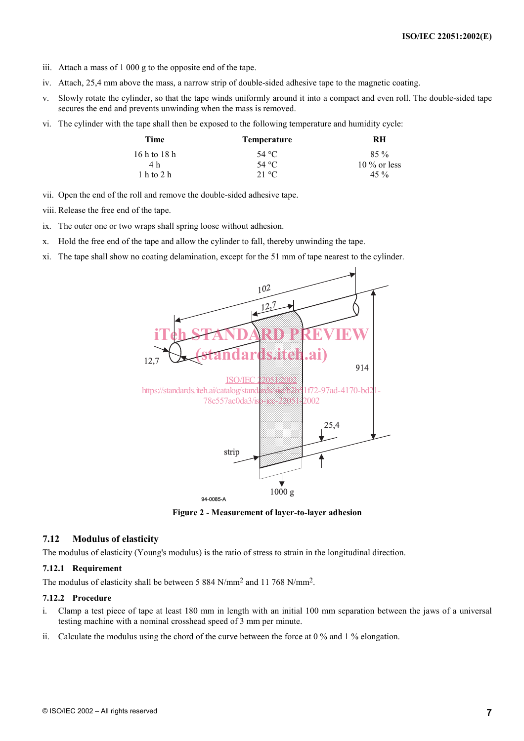iii. Attach a mass of 1 000 g to the opposite end of the tape.

iv. Attach, 25,4 mm above the mass, a narrow strip of double-sided adhesive tape to the magnetic coating.

v. Slowly rotate the cylinder, so that the tape winds uniformly around it into a compact and even roll. The double-sided tape secures the end and prevents unwinding when the mass is removed.

vi. The cylinder with the tape shall then be exposed to the following temperature and humidity cycle:

| Time | Temperature | RH |
|---|---|---|
| 16 h to 18 h | 54 °C | 85 % |
| 4 h | 54 °C | 10 % or less |
| 1 h to 2 h | 21 °C | 45 % |

vii. Open the end of the roll and remove the double-sided adhesive tape.

viii. Release the free end of the tape.

ix. The outer one or two wraps shall spring loose without adhesion.

x. Hold the free end of the tape and allow the cylinder to fall, thereby unwinding the tape.

xi. The tape shall show no coating delamination, except for the 51 mm of tape nearest to the cylinder.

102
12,7
12,7
914
25,4
strip
1000 g
94-0085-A

**Figure 2 - Measurement of layer-to-layer adhesion**

## 7.12 Modulus of elasticity

The modulus of elasticity (Young's modulus) is the ratio of stress to strain in the longitudinal direction.

### 7.12.1 Requirement

The modulus of elasticity shall be between 5 884 N/mm$^2$ and 11 768 N/mm$^2$.

### 7.12.2 Procedure

i. Clamp a test piece of tape at least 180 mm in length with an initial 100 mm separation between the jaws of a universal testing machine with a nominal crosshead speed of 3 mm per minute.

ii. Calculate the modulus using the chord of the curve between the force at 0 % and 1 % elongation.